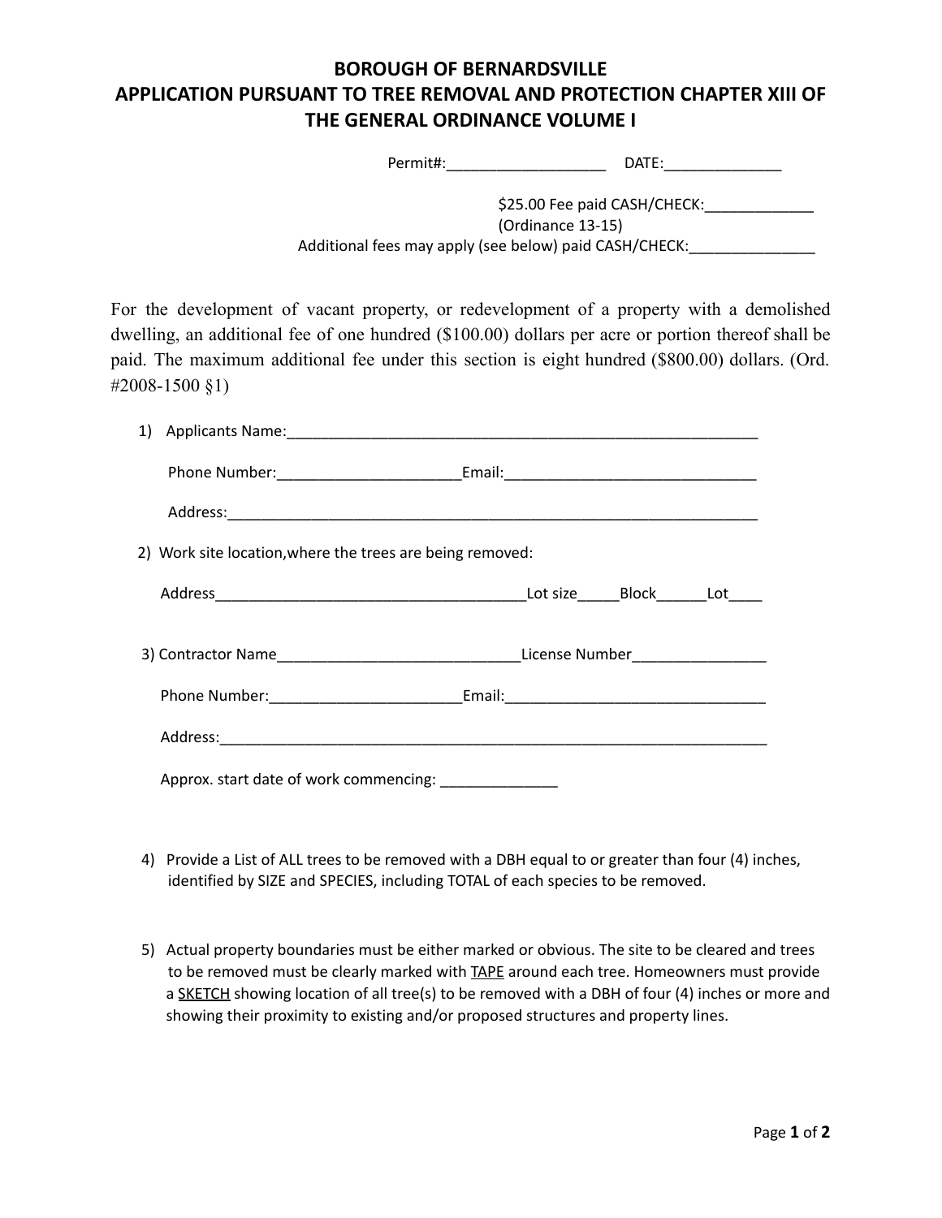# BOROUGH OF BERNARDSVILLE
# APPLICATION PURSUANT TO TREE REMOVAL AND PROTECTION CHAPTER XIII OF THE GENERAL ORDINANCE VOLUME I

Permit#:___________________ DATE:______________

$25.00 Fee paid CASH/CHECK:_____________
(Ordinance 13-15)
Additional fees may apply (see below) paid CASH/CHECK:_______________

For the development of vacant property, or redevelopment of a property with a demolished dwelling, an additional fee of one hundred ($100.00) dollars per acre or portion thereof shall be paid. The maximum additional fee under this section is eight hundred ($800.00) dollars. (Ord. #2008-1500 §1)

1) Applicants Name:__________________________________________________________

   Phone Number:______________________Email:______________________________

   Address:__________________________________________________________________

2) Work site location,where the trees are being removed:

   Address______________________________________Lot size_____Block______Lot____

3) Contractor Name_____________________________License Number________________

   Phone Number:_______________________Email:_______________________________

   Address:_________________________________________________________________

   Approx. start date of work commencing: ______________

4) Provide a List of ALL trees to be removed with a DBH equal to or greater than four (4) inches, identified by SIZE and SPECIES, including TOTAL of each species to be removed.

5) Actual property boundaries must be either marked or obvious. The site to be cleared and trees to be removed must be clearly marked with <u>TAPE</u> around each tree. Homeowners must provide a <u>SKETCH</u> showing location of all tree(s) to be removed with a DBH of four (4) inches or more and showing their proximity to existing and/or proposed structures and property lines.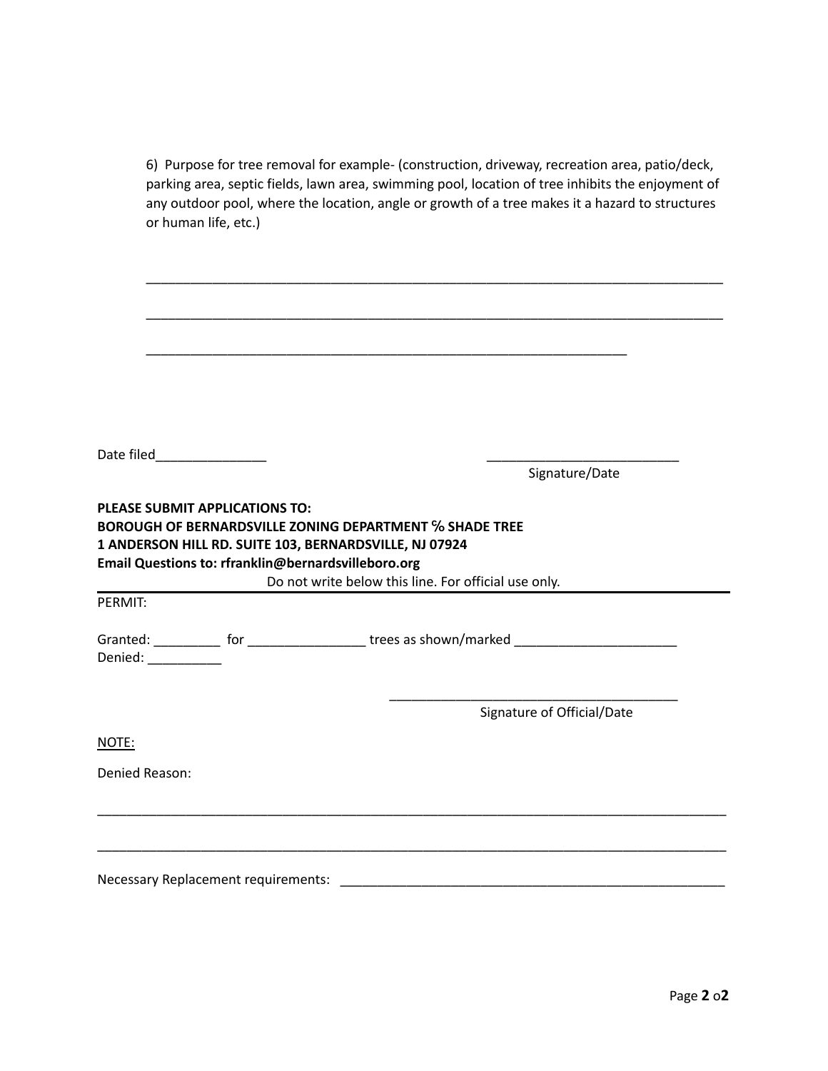6) Purpose for tree removal for example- (construction, driveway, recreation area, patio/deck, parking area, septic fields, lawn area, swimming pool, location of tree inhibits the enjoyment of any outdoor pool, where the location, angle or growth of a tree makes it a hazard to structures or human life, etc.)

______________________________________________________________________________

______________________________________________________________________________

_________________________________________________________________

Date filed_______________ ___________________________
Signature/Date

**PLEASE SUBMIT APPLICATIONS TO:**
**BOROUGH OF BERNARDSVILLE ZONING DEPARTMENT ℅ SHADE TREE**
**1 ANDERSON HILL RD. SUITE 103, BERNARDSVILLE, NJ 07924**
**Email Questions to: rfranklin@bernardsvilleboro.org**

Do not write below this line. For official use only.

---

PERMIT:

Granted: _________ for ________________ trees as shown/marked ______________________
Denied: __________

_________________________________________
Signature of Official/Date

<u>NOTE:</u>

Denied Reason:

________________________________________________________________________________________

________________________________________________________________________________________

Necessary Replacement requirements: ______________________________________________________